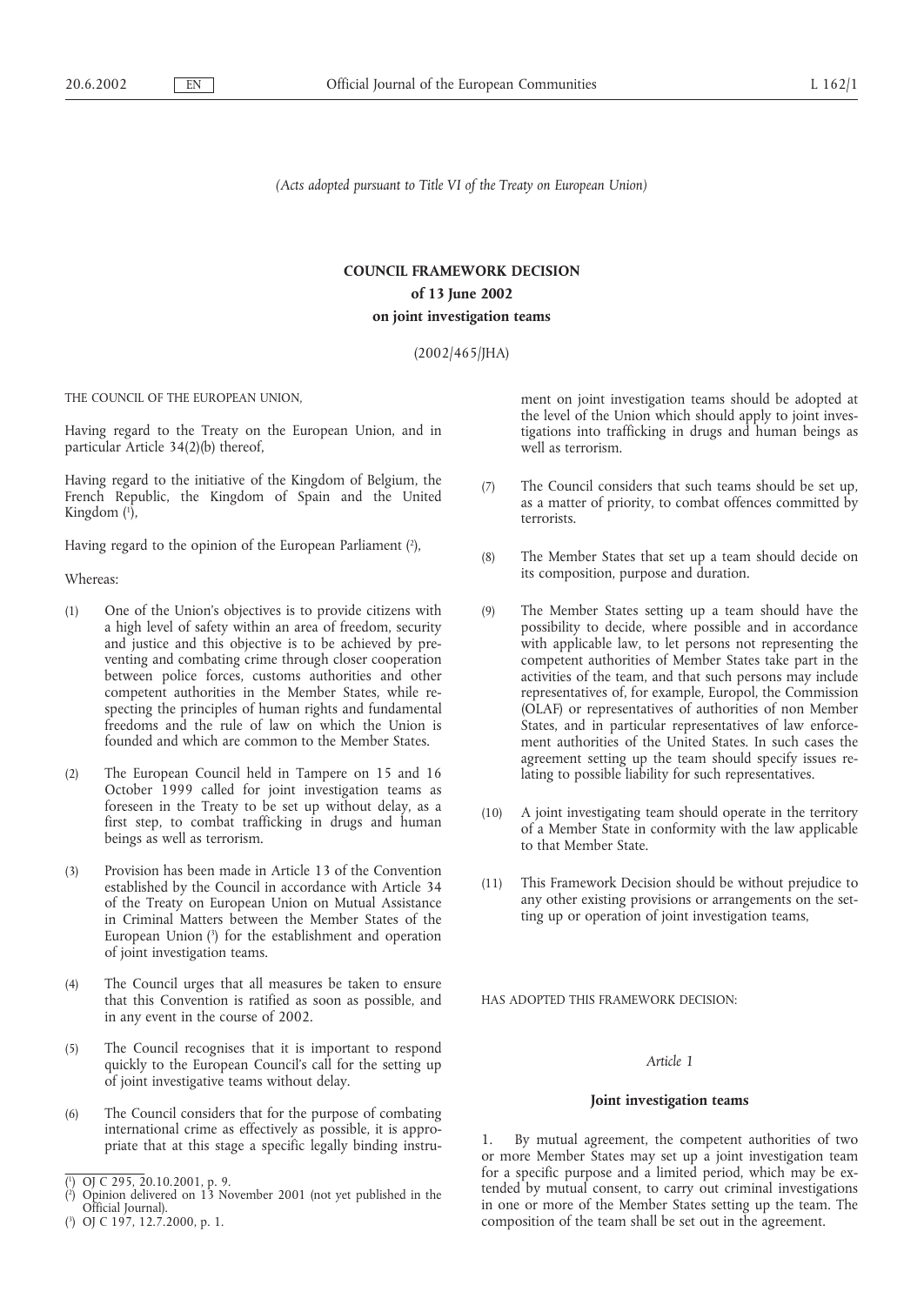*(Acts adopted pursuant to Title VI of the Treaty on European Union)*

# COUNCIL FRAMEWORK DECISION
## of 13 June 2002
## on joint investigation teams

(2002/465/JHA)

THE COUNCIL OF THE EUROPEAN UNION,

Having regard to the Treaty on the European Union, and in particular Article 34(2)(b) thereof,

Having regard to the initiative of the Kingdom of Belgium, the French Republic, the Kingdom of Spain and the United Kingdom [1],

Having regard to the opinion of the European Parliament [2],

Whereas:

(1) One of the Union's objectives is to provide citizens with a high level of safety within an area of freedom, security and justice and this objective is to be achieved by preventing and combating crime through closer cooperation between police forces, customs authorities and other competent authorities in the Member States, while respecting the principles of human rights and fundamental freedoms and the rule of law on which the Union is founded and which are common to the Member States.

(2) The European Council held in Tampere on 15 and 16 October 1999 called for joint investigation teams as foreseen in the Treaty to be set up without delay, as a first step, to combat trafficking in drugs and human beings as well as terrorism.

(3) Provision has been made in Article 13 of the Convention established by the Council in accordance with Article 34 of the Treaty on European Union on Mutual Assistance in Criminal Matters between the Member States of the European Union [3] for the establishment and operation of joint investigation teams.

(4) The Council urges that all measures be taken to ensure that this Convention is ratified as soon as possible, and in any event in the course of 2002.

(5) The Council recognises that it is important to respond quickly to the European Council's call for the setting up of joint investigative teams without delay.

(6) The Council considers that for the purpose of combating international crime as effectively as possible, it is appropriate that at this stage a specific legally binding instrument on joint investigation teams should be adopted at the level of the Union which should apply to joint investigations into trafficking in drugs and human beings as well as terrorism.

(7) The Council considers that such teams should be set up, as a matter of priority, to combat offences committed by terrorists.

(8) The Member States that set up a team should decide on its composition, purpose and duration.

(9) The Member States setting up a team should have the possibility to decide, where possible and in accordance with applicable law, to let persons not representing the competent authorities of Member States take part in the activities of the team, and that such persons may include representatives of, for example, Europol, the Commission (OLAF) or representatives of authorities of non Member States, and in particular representatives of law enforcement authorities of the United States. In such cases the agreement setting up the team should specify issues relating to possible liability for such representatives.

(10) A joint investigating team should operate in the territory of a Member State in conformity with the law applicable to that Member State.

(11) This Framework Decision should be without prejudice to any other existing provisions or arrangements on the setting up or operation of joint investigation teams,

HAS ADOPTED THIS FRAMEWORK DECISION:

*Article 1*

**Joint investigation teams**

1. By mutual agreement, the competent authorities of two or more Member States may set up a joint investigation team for a specific purpose and a limited period, which may be extended by mutual consent, to carry out criminal investigations in one or more of the Member States setting up the team. The composition of the team shall be set out in the agreement.

---

[1] OJ C 295, 20.10.2001, p. 9.

[2] Opinion delivered on 13 November 2001 (not yet published in the Official Journal).

[3] OJ C 197, 12.7.2000, p. 1.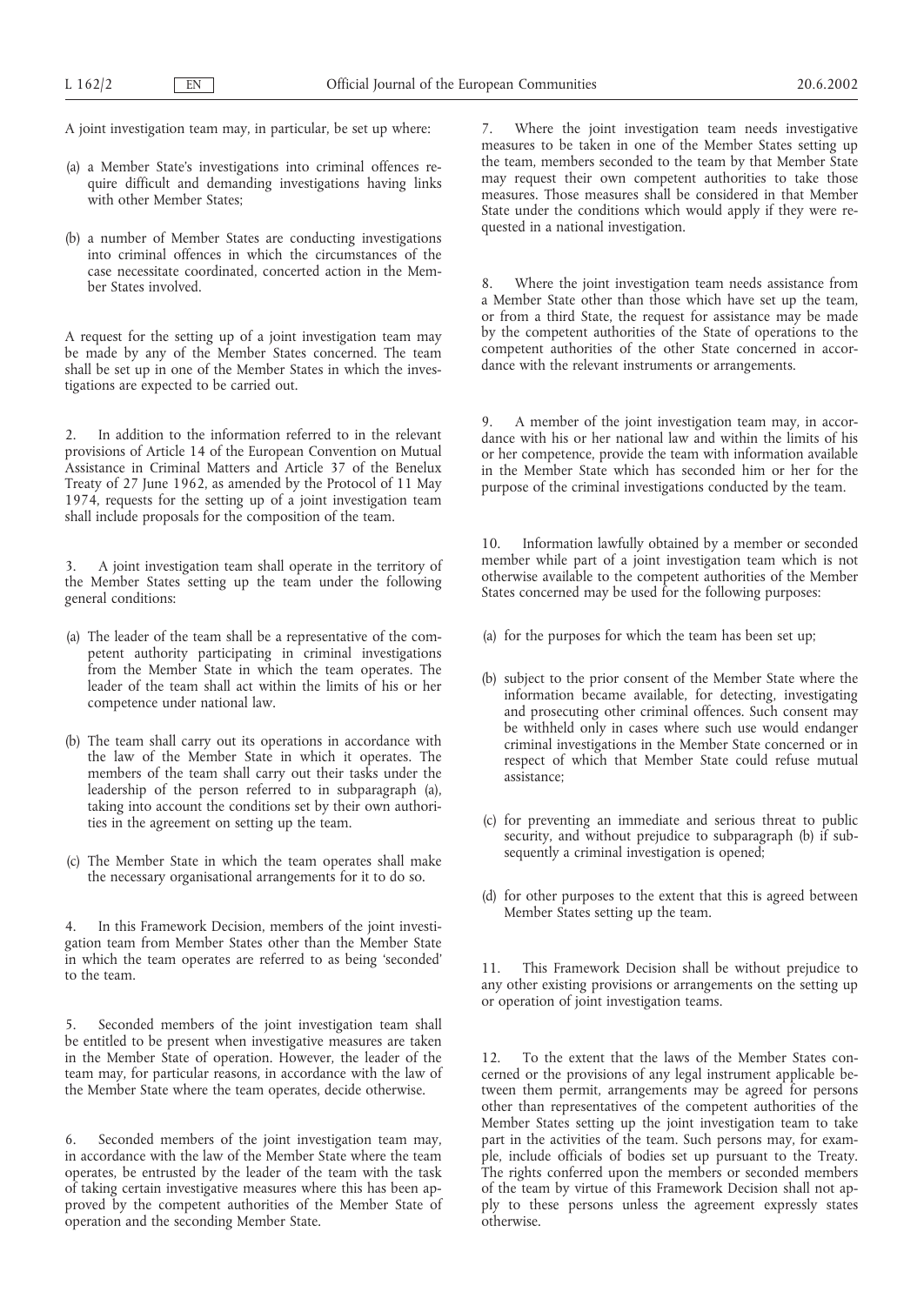A joint investigation team may, in particular, be set up where:

(a) a Member State's investigations into criminal offences require difficult and demanding investigations having links with other Member States;

(b) a number of Member States are conducting investigations into criminal offences in which the circumstances of the case necessitate coordinated, concerted action in the Member States involved.

A request for the setting up of a joint investigation team may be made by any of the Member States concerned. The team shall be set up in one of the Member States in which the investigations are expected to be carried out.

2. In addition to the information referred to in the relevant provisions of Article 14 of the European Convention on Mutual Assistance in Criminal Matters and Article 37 of the Benelux Treaty of 27 June 1962, as amended by the Protocol of 11 May 1974, requests for the setting up of a joint investigation team shall include proposals for the composition of the team.

3. A joint investigation team shall operate in the territory of the Member States setting up the team under the following general conditions:

(a) The leader of the team shall be a representative of the competent authority participating in criminal investigations from the Member State in which the team operates. The leader of the team shall act within the limits of his or her competence under national law.

(b) The team shall carry out its operations in accordance with the law of the Member State in which it operates. The members of the team shall carry out their tasks under the leadership of the person referred to in subparagraph (a), taking into account the conditions set by their own authorities in the agreement on setting up the team.

(c) The Member State in which the team operates shall make the necessary organisational arrangements for it to do so.

4. In this Framework Decision, members of the joint investigation team from Member States other than the Member State in which the team operates are referred to as being 'seconded' to the team.

5. Seconded members of the joint investigation team shall be entitled to be present when investigative measures are taken in the Member State of operation. However, the leader of the team may, for particular reasons, in accordance with the law of the Member State where the team operates, decide otherwise.

6. Seconded members of the joint investigation team may, in accordance with the law of the Member State where the team operates, be entrusted by the leader of the team with the task of taking certain investigative measures where this has been approved by the competent authorities of the Member State of operation and the seconding Member State.

7. Where the joint investigation team needs investigative measures to be taken in one of the Member States setting up the team, members seconded to the team by that Member State may request their own competent authorities to take those measures. Those measures shall be considered in that Member State under the conditions which would apply if they were requested in a national investigation.

8. Where the joint investigation team needs assistance from a Member State other than those which have set up the team, or from a third State, the request for assistance may be made by the competent authorities of the State of operations to the competent authorities of the other State concerned in accordance with the relevant instruments or arrangements.

9. A member of the joint investigation team may, in accordance with his or her national law and within the limits of his or her competence, provide the team with information available in the Member State which has seconded him or her for the purpose of the criminal investigations conducted by the team.

10. Information lawfully obtained by a member or seconded member while part of a joint investigation team which is not otherwise available to the competent authorities of the Member States concerned may be used for the following purposes:

(a) for the purposes for which the team has been set up;

(b) subject to the prior consent of the Member State where the information became available, for detecting, investigating and prosecuting other criminal offences. Such consent may be withheld only in cases where such use would endanger criminal investigations in the Member State concerned or in respect of which that Member State could refuse mutual assistance;

(c) for preventing an immediate and serious threat to public security, and without prejudice to subparagraph (b) if subsequently a criminal investigation is opened;

(d) for other purposes to the extent that this is agreed between Member States setting up the team.

11. This Framework Decision shall be without prejudice to any other existing provisions or arrangements on the setting up or operation of joint investigation teams.

12. To the extent that the laws of the Member States concerned or the provisions of any legal instrument applicable between them permit, arrangements may be agreed for persons other than representatives of the competent authorities of the Member States setting up the joint investigation team to take part in the activities of the team. Such persons may, for example, include officials of bodies set up pursuant to the Treaty. The rights conferred upon the members or seconded members of the team by virtue of this Framework Decision shall not apply to these persons unless the agreement expressly states otherwise.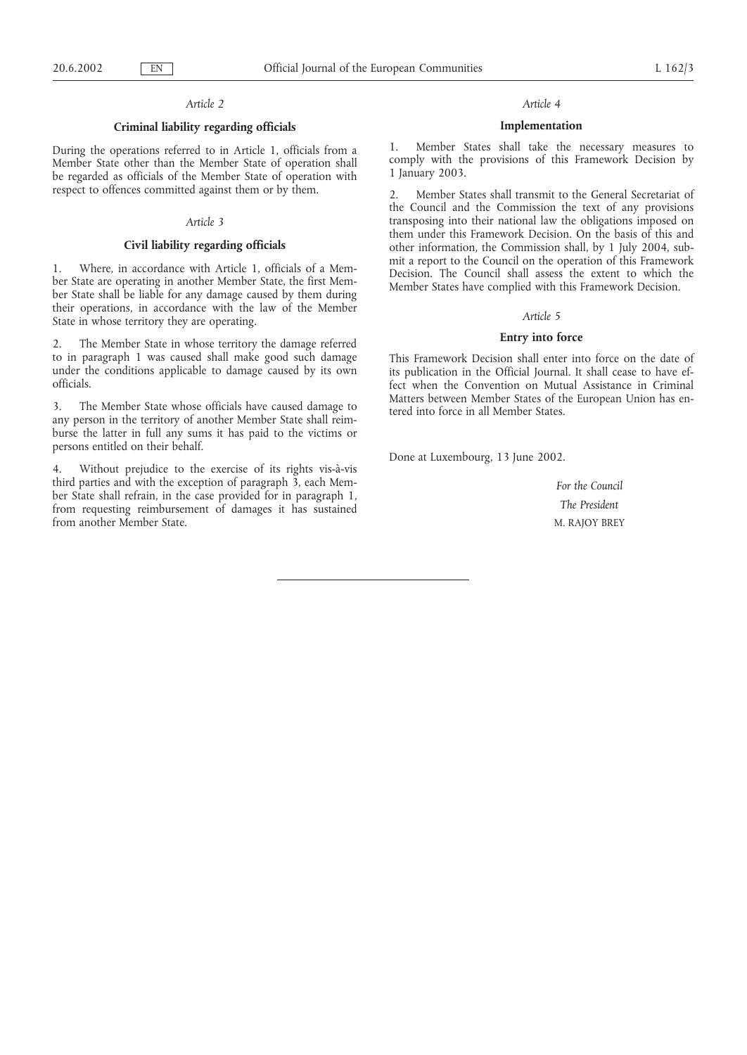*Article 2*

**Criminal liability regarding officials**

During the operations referred to in Article 1, officials from a Member State other than the Member State of operation shall be regarded as officials of the Member State of operation with respect to offences committed against them or by them.

*Article 3*

**Civil liability regarding officials**

1. Where, in accordance with Article 1, officials of a Member State are operating in another Member State, the first Member State shall be liable for any damage caused by them during their operations, in accordance with the law of the Member State in whose territory they are operating.

2. The Member State in whose territory the damage referred to in paragraph 1 was caused shall make good such damage under the conditions applicable to damage caused by its own officials.

3. The Member State whose officials have caused damage to any person in the territory of another Member State shall reimburse the latter in full any sums it has paid to the victims or persons entitled on their behalf.

4. Without prejudice to the exercise of its rights vis-à-vis third parties and with the exception of paragraph 3, each Member State shall refrain, in the case provided for in paragraph 1, from requesting reimbursement of damages it has sustained from another Member State.

*Article 4*

**Implementation**

1. Member States shall take the necessary measures to comply with the provisions of this Framework Decision by 1 January 2003.

2. Member States shall transmit to the General Secretariat of the Council and the Commission the text of any provisions transposing into their national law the obligations imposed on them under this Framework Decision. On the basis of this and other information, the Commission shall, by 1 July 2004, submit a report to the Council on the operation of this Framework Decision. The Council shall assess the extent to which the Member States have complied with this Framework Decision.

*Article 5*

**Entry into force**

This Framework Decision shall enter into force on the date of its publication in the Official Journal. It shall cease to have effect when the Convention on Mutual Assistance in Criminal Matters between Member States of the European Union has entered into force in all Member States.

Done at Luxembourg, 13 June 2002.

*For the Council*

*The President*

M. RAJOY BREY